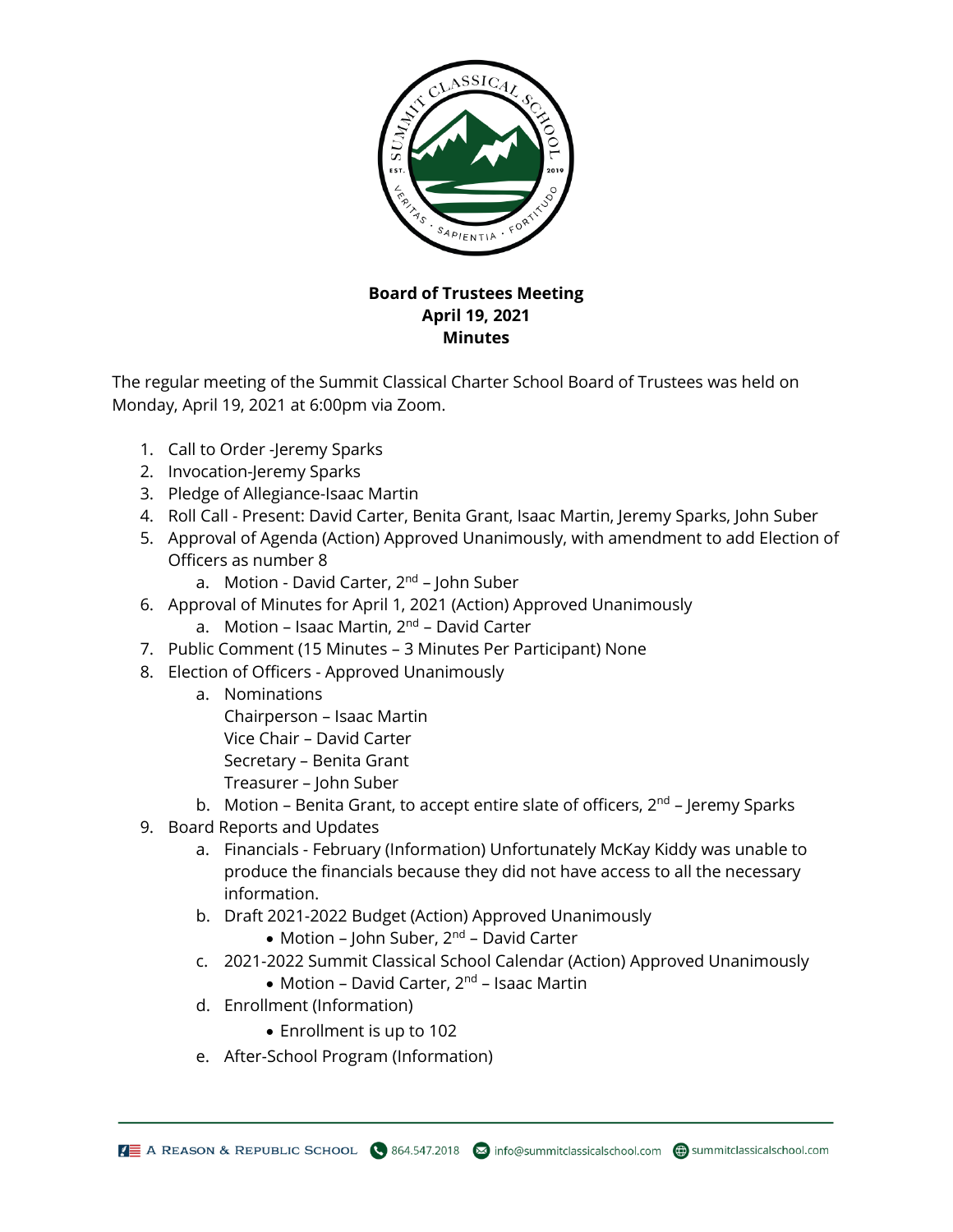**Board of Trustees Meeting**
**April 19, 2021**
**Minutes**

The regular meeting of the Summit Classical Charter School Board of Trustees was held on Monday, April 19, 2021 at 6:00pm via Zoom.

1. Call to Order -Jeremy Sparks
2. Invocation-Jeremy Sparks
3. Pledge of Allegiance-Isaac Martin
4. Roll Call - Present: David Carter, Benita Grant, Isaac Martin, Jeremy Sparks, John Suber
5. Approval of Agenda (Action) Approved Unanimously, with amendment to add Election of Officers as number 8
   a. Motion - David Carter, 2nd – John Suber
6. Approval of Minutes for April 1, 2021 (Action) Approved Unanimously
   a. Motion – Isaac Martin, 2nd – David Carter
7. Public Comment (15 Minutes – 3 Minutes Per Participant) None
8. Election of Officers - Approved Unanimously
   a. Nominations
      Chairperson – Isaac Martin
      Vice Chair – David Carter
      Secretary – Benita Grant
      Treasurer – John Suber
   b. Motion – Benita Grant, to accept entire slate of officers, 2nd – Jeremy Sparks
9. Board Reports and Updates
   a. Financials - February (Information) Unfortunately McKay Kiddy was unable to produce the financials because they did not have access to all the necessary information.
   b. Draft 2021-2022 Budget (Action) Approved Unanimously
      - Motion – John Suber, 2nd – David Carter
   c. 2021-2022 Summit Classical School Calendar (Action) Approved Unanimously
      - Motion – David Carter, 2nd – Isaac Martin
   d. Enrollment (Information)
      - Enrollment is up to 102
   e. After-School Program (Information)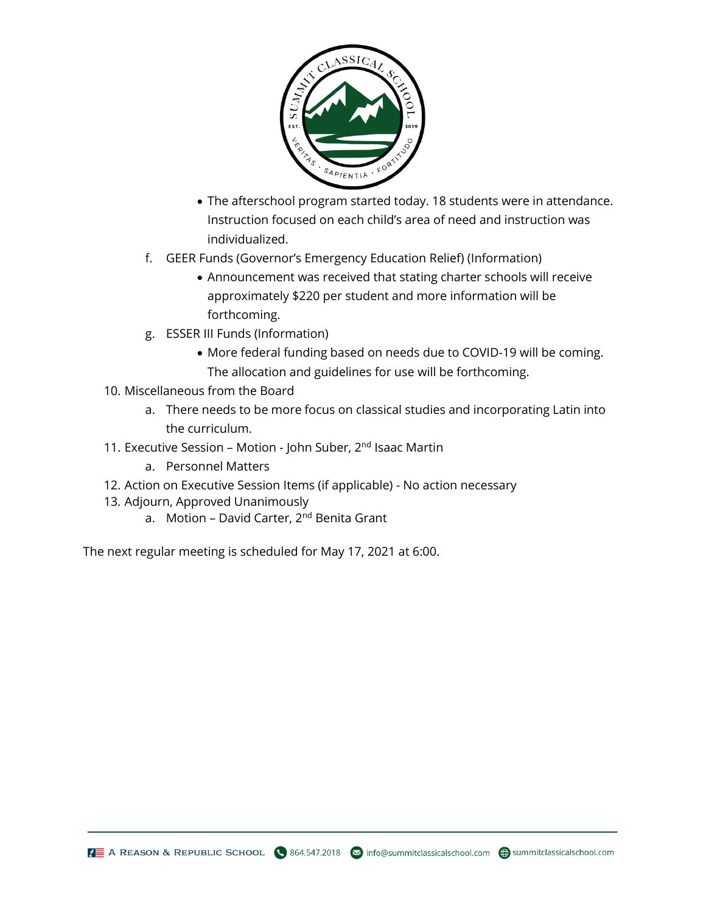- The afterschool program started today. 18 students were in attendance. Instruction focused on each child's area of need and instruction was individualized.

f. GEER Funds (Governor's Emergency Education Relief) (Information)
   - Announcement was received that stating charter schools will receive approximately $220 per student and more information will be forthcoming.

g. ESSER III Funds (Information)
   - More federal funding based on needs due to COVID-19 will be coming. The allocation and guidelines for use will be forthcoming.

10. Miscellaneous from the Board
    a. There needs to be more focus on classical studies and incorporating Latin into the curriculum.
11. Executive Session – Motion - John Suber, 2nd Isaac Martin
    a. Personnel Matters
12. Action on Executive Session Items (if applicable) - No action necessary
13. Adjourn, Approved Unanimously
    a. Motion – David Carter, 2nd Benita Grant

The next regular meeting is scheduled for May 17, 2021 at 6:00.